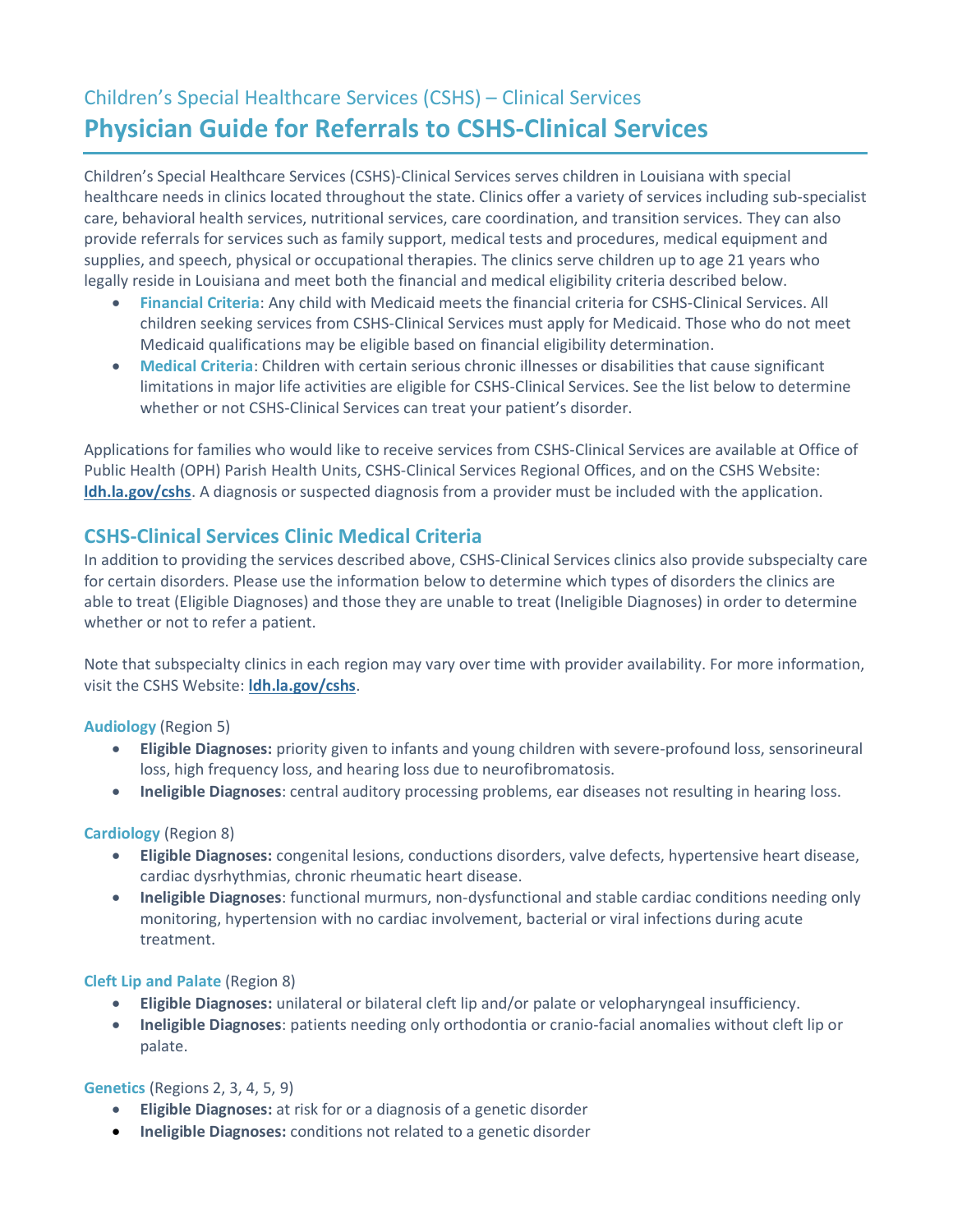## Children's Special Healthcare Services (CSHS) – Clinical Services

# Physician Guide for Referrals to CSHS-Clinical Services

Children's Special Healthcare Services (CSHS)-Clinical Services serves children in Louisiana with special healthcare needs in clinics located throughout the state. Clinics offer a variety of services including sub-specialist care, behavioral health services, nutritional services, care coordination, and transition services. They can also provide referrals for services such as family support, medical tests and procedures, medical equipment and supplies, and speech, physical or occupational therapies. The clinics serve children up to age 21 years who legally reside in Louisiana and meet both the financial and medical eligibility criteria described below.

- **Financial Criteria**: Any child with Medicaid meets the financial criteria for CSHS-Clinical Services. All children seeking services from CSHS-Clinical Services must apply for Medicaid. Those who do not meet Medicaid qualifications may be eligible based on financial eligibility determination.
- **Medical Criteria**: Children with certain serious chronic illnesses or disabilities that cause significant limitations in major life activities are eligible for CSHS-Clinical Services. See the list below to determine whether or not CSHS-Clinical Services can treat your patient's disorder.

Applications for families who would like to receive services from CSHS-Clinical Services are available at Office of Public Health (OPH) Parish Health Units, CSHS-Clinical Services Regional Offices, and on the CSHS Website: **ldh.la.gov/cshs**. A diagnosis or suspected diagnosis from a provider must be included with the application.

## CSHS-Clinical Services Clinic Medical Criteria

In addition to providing the services described above, CSHS-Clinical Services clinics also provide subspecialty care for certain disorders. Please use the information below to determine which types of disorders the clinics are able to treat (Eligible Diagnoses) and those they are unable to treat (Ineligible Diagnoses) in order to determine whether or not to refer a patient.

Note that subspecialty clinics in each region may vary over time with provider availability. For more information, visit the CSHS Website: **ldh.la.gov/cshs**.

**Audiology** (Region 5)

- **Eligible Diagnoses:** priority given to infants and young children with severe-profound loss, sensorineural loss, high frequency loss, and hearing loss due to neurofibromatosis.
- **Ineligible Diagnoses**: central auditory processing problems, ear diseases not resulting in hearing loss.

**Cardiology** (Region 8)

- **Eligible Diagnoses:** congenital lesions, conductions disorders, valve defects, hypertensive heart disease, cardiac dysrhythmias, chronic rheumatic heart disease.
- **Ineligible Diagnoses**: functional murmurs, non-dysfunctional and stable cardiac conditions needing only monitoring, hypertension with no cardiac involvement, bacterial or viral infections during acute treatment.

**Cleft Lip and Palate** (Region 8)

- **Eligible Diagnoses:** unilateral or bilateral cleft lip and/or palate or velopharyngeal insufficiency.
- **Ineligible Diagnoses**: patients needing only orthodontia or cranio-facial anomalies without cleft lip or palate.

**Genetics** (Regions 2, 3, 4, 5, 9)

- **Eligible Diagnoses:** at risk for or a diagnosis of a genetic disorder
- **Ineligible Diagnoses:** conditions not related to a genetic disorder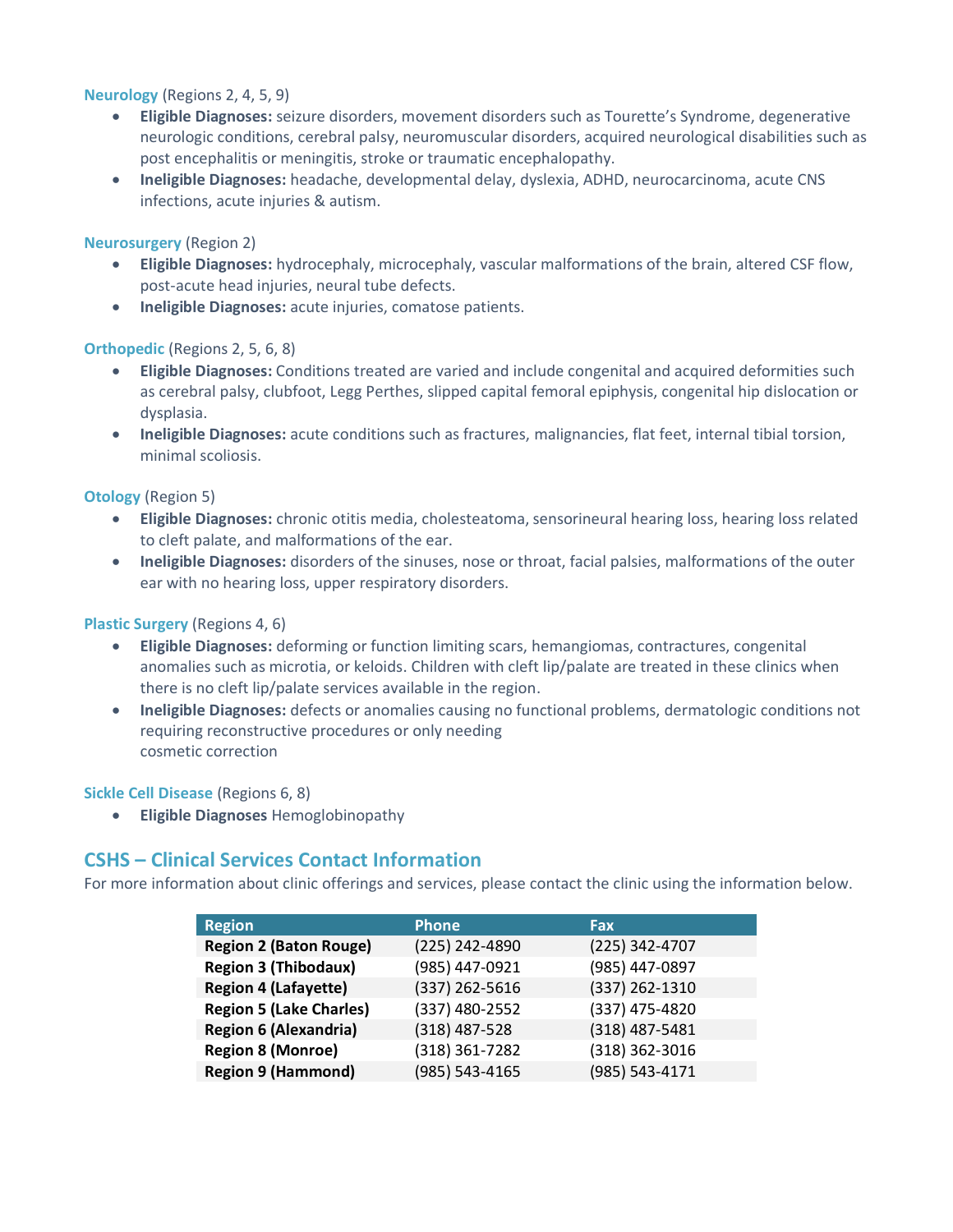**Neurology** (Regions 2, 4, 5, 9)

- **Eligible Diagnoses:** seizure disorders, movement disorders such as Tourette's Syndrome, degenerative neurologic conditions, cerebral palsy, neuromuscular disorders, acquired neurological disabilities such as post encephalitis or meningitis, stroke or traumatic encephalopathy.
- **Ineligible Diagnoses:** headache, developmental delay, dyslexia, ADHD, neurocarcinoma, acute CNS infections, acute injuries & autism.

**Neurosurgery** (Region 2)

- **Eligible Diagnoses:** hydrocephaly, microcephaly, vascular malformations of the brain, altered CSF flow, post-acute head injuries, neural tube defects.
- **Ineligible Diagnoses:** acute injuries, comatose patients.

**Orthopedic** (Regions 2, 5, 6, 8)

- **Eligible Diagnoses:** Conditions treated are varied and include congenital and acquired deformities such as cerebral palsy, clubfoot, Legg Perthes, slipped capital femoral epiphysis, congenital hip dislocation or dysplasia.
- **Ineligible Diagnoses:** acute conditions such as fractures, malignancies, flat feet, internal tibial torsion, minimal scoliosis.

**Otology** (Region 5)

- **Eligible Diagnoses:** chronic otitis media, cholesteatoma, sensorineural hearing loss, hearing loss related to cleft palate, and malformations of the ear.
- **Ineligible Diagnoses:** disorders of the sinuses, nose or throat, facial palsies, malformations of the outer ear with no hearing loss, upper respiratory disorders.

**Plastic Surgery** (Regions 4, 6)

- **Eligible Diagnoses:** deforming or function limiting scars, hemangiomas, contractures, congenital anomalies such as microtia, or keloids. Children with cleft lip/palate are treated in these clinics when there is no cleft lip/palate services available in the region.
- **Ineligible Diagnoses:** defects or anomalies causing no functional problems, dermatologic conditions not requiring reconstructive procedures or only needing cosmetic correction

**Sickle Cell Disease** (Regions 6, 8)

- **Eligible Diagnoses** Hemoglobinopathy

## CSHS – Clinical Services Contact Information

For more information about clinic offerings and services, please contact the clinic using the information below.

| Region | Phone | Fax |
|---|---|---|
| **Region 2 (Baton Rouge)** | (225) 242-4890 | (225) 342-4707 |
| **Region 3 (Thibodaux)** | (985) 447-0921 | (985) 447-0897 |
| **Region 4 (Lafayette)** | (337) 262-5616 | (337) 262-1310 |
| **Region 5 (Lake Charles)** | (337) 480-2552 | (337) 475-4820 |
| **Region 6 (Alexandria)** | (318) 487-528 | (318) 487-5481 |
| **Region 8 (Monroe)** | (318) 361-7282 | (318) 362-3016 |
| **Region 9 (Hammond)** | (985) 543-4165 | (985) 543-4171 |